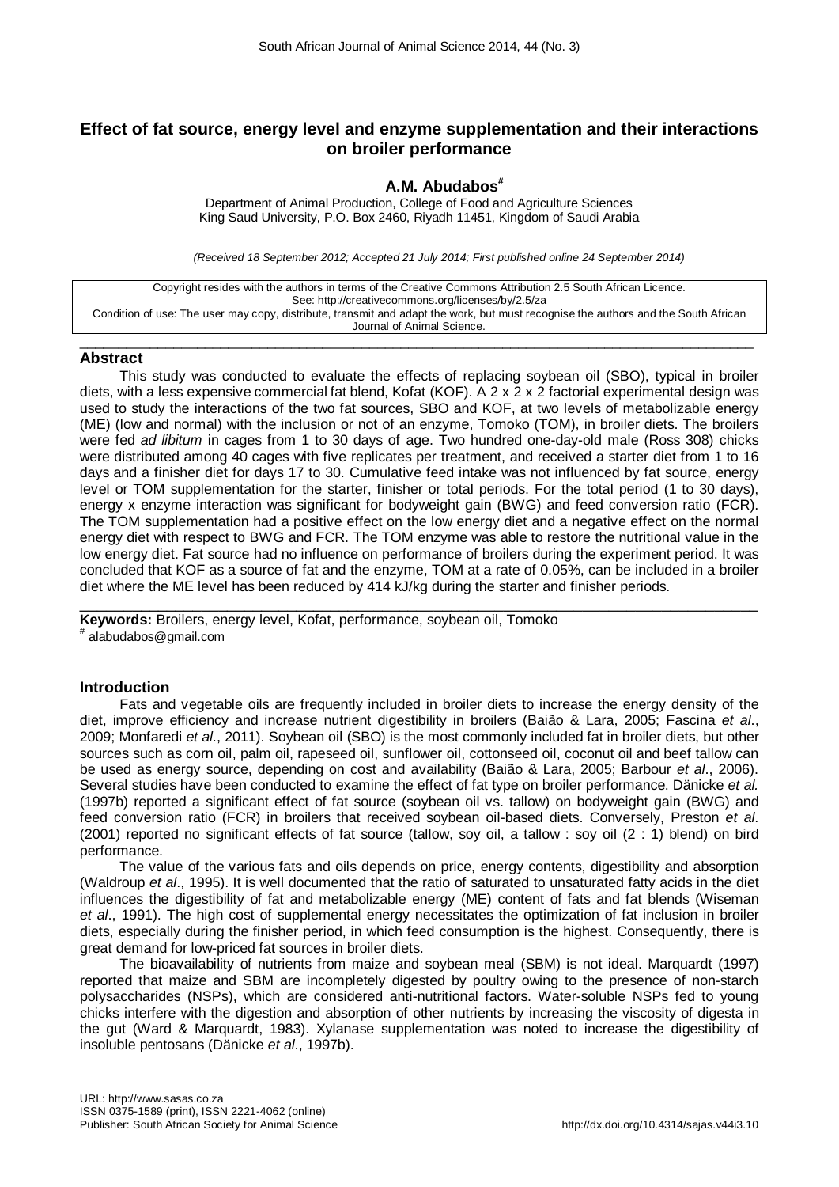# Effect of fat source, energy level and enzyme supplementation and their interactions on broiler performance

**A.M. Abudabos[#]**

Department of Animal Production, College of Food and Agriculture Sciences
King Saud University, P.O. Box 2460, Riyadh 11451, Kingdom of Saudi Arabia

*(Received 18 September 2012; Accepted 21 July 2014; First published online 24 September 2014)*

Copyright resides with the authors in terms of the Creative Commons Attribution 2.5 South African Licence.
See: http://creativecommons.org/licenses/by/2.5/za
Condition of use: The user may copy, distribute, transmit and adapt the work, but must recognise the authors and the South African Journal of Animal Science.

## Abstract

This study was conducted to evaluate the effects of replacing soybean oil (SBO), typical in broiler diets, with a less expensive commercial fat blend, Kofat (KOF). A 2 x 2 x 2 factorial experimental design was used to study the interactions of the two fat sources, SBO and KOF, at two levels of metabolizable energy (ME) (low and normal) with the inclusion or not of an enzyme, Tomoko (TOM), in broiler diets. The broilers were fed *ad libitum* in cages from 1 to 30 days of age. Two hundred one-day-old male (Ross 308) chicks were distributed among 40 cages with five replicates per treatment, and received a starter diet from 1 to 16 days and a finisher diet for days 17 to 30. Cumulative feed intake was not influenced by fat source, energy level or TOM supplementation for the starter, finisher or total periods. For the total period (1 to 30 days), energy x enzyme interaction was significant for bodyweight gain (BWG) and feed conversion ratio (FCR). The TOM supplementation had a positive effect on the low energy diet and a negative effect on the normal energy diet with respect to BWG and FCR. The TOM enzyme was able to restore the nutritional value in the low energy diet. Fat source had no influence on performance of broilers during the experiment period. It was concluded that KOF as a source of fat and the enzyme, TOM at a rate of 0.05%, can be included in a broiler diet where the ME level has been reduced by 414 kJ/kg during the starter and finisher periods.

**Keywords:** Broilers, energy level, Kofat, performance, soybean oil, Tomoko

[#] alabudabos@gmail.com

## Introduction

Fats and vegetable oils are frequently included in broiler diets to increase the energy density of the diet, improve efficiency and increase nutrient digestibility in broilers (Baião & Lara, 2005; Fascina *et al*., 2009; Monfaredi *et al*., 2011). Soybean oil (SBO) is the most commonly included fat in broiler diets, but other sources such as corn oil, palm oil, rapeseed oil, sunflower oil, cottonseed oil, coconut oil and beef tallow can be used as energy source, depending on cost and availability (Baião & Lara, 2005; Barbour *et al*., 2006). Several studies have been conducted to examine the effect of fat type on broiler performance. Dänicke *et al.* (1997b) reported a significant effect of fat source (soybean oil vs. tallow) on bodyweight gain (BWG) and feed conversion ratio (FCR) in broilers that received soybean oil-based diets. Conversely, Preston *et al*. (2001) reported no significant effects of fat source (tallow, soy oil, a tallow : soy oil (2 : 1) blend) on bird performance.

The value of the various fats and oils depends on price, energy contents, digestibility and absorption (Waldroup *et al*., 1995). It is well documented that the ratio of saturated to unsaturated fatty acids in the diet influences the digestibility of fat and metabolizable energy (ME) content of fats and fat blends (Wiseman *et al*., 1991). The high cost of supplemental energy necessitates the optimization of fat inclusion in broiler diets, especially during the finisher period, in which feed consumption is the highest. Consequently, there is great demand for low-priced fat sources in broiler diets.

The bioavailability of nutrients from maize and soybean meal (SBM) is not ideal. Marquardt (1997) reported that maize and SBM are incompletely digested by poultry owing to the presence of non-starch polysaccharides (NSPs), which are considered anti-nutritional factors. Water-soluble NSPs fed to young chicks interfere with the digestion and absorption of other nutrients by increasing the viscosity of digesta in the gut (Ward & Marquardt, 1983). Xylanase supplementation was noted to increase the digestibility of insoluble pentosans (Dänicke *et al*., 1997b).

URL: http://www.sasas.co.za
ISSN 0375-1589 (print), ISSN 2221-4062 (online)
Publisher: South African Society for Animal Science
http://dx.doi.org/10.4314/sajas.v44i3.10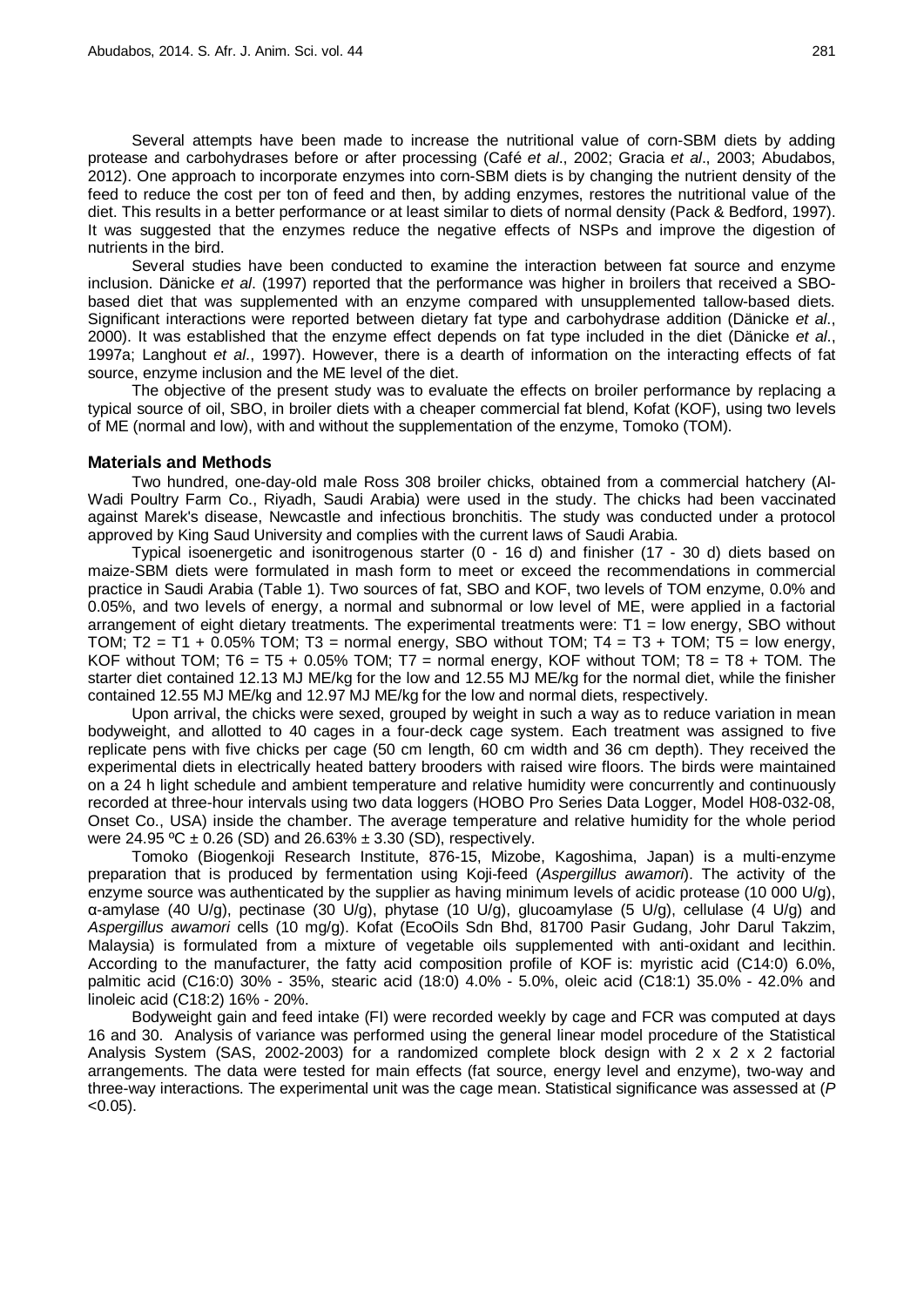Several attempts have been made to increase the nutritional value of corn-SBM diets by adding protease and carbohydrases before or after processing (Café *et al*., 2002; Gracia *et al*., 2003; Abudabos, 2012). One approach to incorporate enzymes into corn-SBM diets is by changing the nutrient density of the feed to reduce the cost per ton of feed and then, by adding enzymes, restores the nutritional value of the diet. This results in a better performance or at least similar to diets of normal density (Pack & Bedford, 1997). It was suggested that the enzymes reduce the negative effects of NSPs and improve the digestion of nutrients in the bird.

Several studies have been conducted to examine the interaction between fat source and enzyme inclusion. Dänicke *et al*. (1997) reported that the performance was higher in broilers that received a SBO-based diet that was supplemented with an enzyme compared with unsupplemented tallow-based diets. Significant interactions were reported between dietary fat type and carbohydrase addition (Dänicke *et al*., 2000). It was established that the enzyme effect depends on fat type included in the diet (Dänicke *et al*., 1997a; Langhout *et al*., 1997). However, there is a dearth of information on the interacting effects of fat source, enzyme inclusion and the ME level of the diet.

The objective of the present study was to evaluate the effects on broiler performance by replacing a typical source of oil, SBO, in broiler diets with a cheaper commercial fat blend, Kofat (KOF), using two levels of ME (normal and low), with and without the supplementation of the enzyme, Tomoko (TOM).

## Materials and Methods

Two hundred, one-day-old male Ross 308 broiler chicks, obtained from a commercial hatchery (Al-Wadi Poultry Farm Co., Riyadh, Saudi Arabia) were used in the study. The chicks had been vaccinated against Marek's disease, Newcastle and infectious bronchitis. The study was conducted under a protocol approved by King Saud University and complies with the current laws of Saudi Arabia.

Typical isoenergetic and isonitrogenous starter (0 - 16 d) and finisher (17 - 30 d) diets based on maize-SBM diets were formulated in mash form to meet or exceed the recommendations in commercial practice in Saudi Arabia (Table 1). Two sources of fat, SBO and KOF, two levels of TOM enzyme, 0.0% and 0.05%, and two levels of energy, a normal and subnormal or low level of ME, were applied in a factorial arrangement of eight dietary treatments. The experimental treatments were: T1 = low energy, SBO without TOM; T2 = T1 + 0.05% TOM; T3 = normal energy, SBO without TOM; T4 = T3 + TOM; T5 = low energy, KOF without TOM; T6 = T5 + 0.05% TOM; T7 = normal energy, KOF without TOM; T8 = T8 + TOM. The starter diet contained 12.13 MJ ME/kg for the low and 12.55 MJ ME/kg for the normal diet, while the finisher contained 12.55 MJ ME/kg and 12.97 MJ ME/kg for the low and normal diets, respectively.

Upon arrival, the chicks were sexed, grouped by weight in such a way as to reduce variation in mean bodyweight, and allotted to 40 cages in a four-deck cage system. Each treatment was assigned to five replicate pens with five chicks per cage (50 cm length, 60 cm width and 36 cm depth). They received the experimental diets in electrically heated battery brooders with raised wire floors. The birds were maintained on a 24 h light schedule and ambient temperature and relative humidity were concurrently and continuously recorded at three-hour intervals using two data loggers (HOBO Pro Series Data Logger, Model H08-032-08, Onset Co., USA) inside the chamber. The average temperature and relative humidity for the whole period were 24.95 ºC ± 0.26 (SD) and 26.63% ± 3.30 (SD), respectively.

Tomoko (Biogenkoji Research Institute, 876-15, Mizobe, Kagoshima, Japan) is a multi-enzyme preparation that is produced by fermentation using Koji-feed (*Aspergillus awamori*). The activity of the enzyme source was authenticated by the supplier as having minimum levels of acidic protease (10 000 U/g), α-amylase (40 U/g), pectinase (30 U/g), phytase (10 U/g), glucoamylase (5 U/g), cellulase (4 U/g) and *Aspergillus awamori* cells (10 mg/g). Kofat (EcoOils Sdn Bhd, 81700 Pasir Gudang, Johr Darul Takzim, Malaysia) is formulated from a mixture of vegetable oils supplemented with anti-oxidant and lecithin. According to the manufacturer, the fatty acid composition profile of KOF is: myristic acid (C14:0) 6.0%, palmitic acid (C16:0) 30% - 35%, stearic acid (18:0) 4.0% - 5.0%, oleic acid (C18:1) 35.0% - 42.0% and linoleic acid (C18:2) 16% - 20%.

Bodyweight gain and feed intake (FI) were recorded weekly by cage and FCR was computed at days 16 and 30. Analysis of variance was performed using the general linear model procedure of the Statistical Analysis System (SAS, 2002-2003) for a randomized complete block design with 2 x 2 x 2 factorial arrangements. The data were tested for main effects (fat source, energy level and enzyme), two-way and three-way interactions. The experimental unit was the cage mean. Statistical significance was assessed at ($P$ <0.05).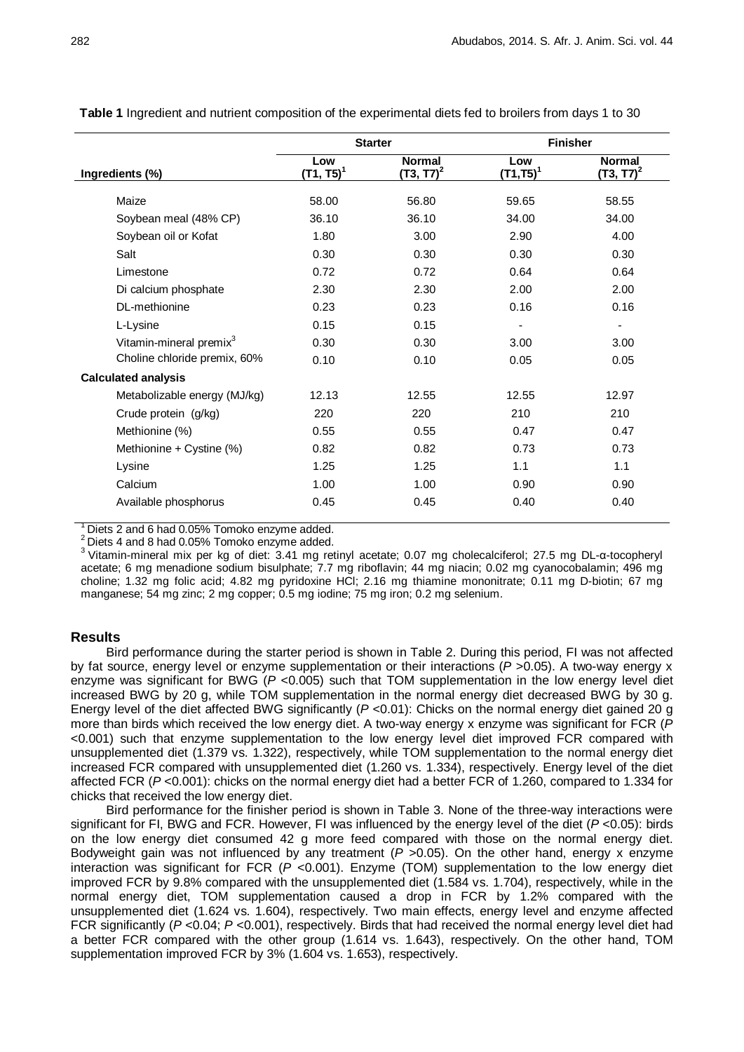**Table 1** Ingredient and nutrient composition of the experimental diets fed to broilers from days 1 to 30

| | Starter | | Finisher | |
|---|---|---|---|---|
| **Ingredients (%)** | **Low (T1, T5)[1]** | **Normal (T3, T7)[2]** | **Low (T1,T5)[1]** | **Normal (T3, T7)[2]** |
| Maize | 58.00 | 56.80 | 59.65 | 58.55 |
| Soybean meal (48% CP) | 36.10 | 36.10 | 34.00 | 34.00 |
| Soybean oil or Kofat | 1.80 | 3.00 | 2.90 | 4.00 |
| Salt | 0.30 | 0.30 | 0.30 | 0.30 |
| Limestone | 0.72 | 0.72 | 0.64 | 0.64 |
| Di calcium phosphate | 2.30 | 2.30 | 2.00 | 2.00 |
| DL-methionine | 0.23 | 0.23 | 0.16 | 0.16 |
| L-Lysine | 0.15 | 0.15 | - | - |
| Vitamin-mineral premix[3] | 0.30 | 0.30 | 3.00 | 3.00 |
| Choline chloride premix, 60% | 0.10 | 0.10 | 0.05 | 0.05 |
| **Calculated analysis** | | | | |
| Metabolizable energy (MJ/kg) | 12.13 | 12.55 | 12.55 | 12.97 |
| Crude protein (g/kg) | 220 | 220 | 210 | 210 |
| Methionine (%) | 0.55 | 0.55 | 0.47 | 0.47 |
| Methionine + Cystine (%) | 0.82 | 0.82 | 0.73 | 0.73 |
| Lysine | 1.25 | 1.25 | 1.1 | 1.1 |
| Calcium | 1.00 | 1.00 | 0.90 | 0.90 |
| Available phosphorus | 0.45 | 0.45 | 0.40 | 0.40 |

[1] Diets 2 and 6 had 0.05% Tomoko enzyme added.
[2] Diets 4 and 8 had 0.05% Tomoko enzyme added.
[3] Vitamin-mineral mix per kg of diet: 3.41 mg retinyl acetate; 0.07 mg cholecalciferol; 27.5 mg DL-α-tocopheryl acetate; 6 mg menadione sodium bisulphate; 7.7 mg riboflavin; 44 mg niacin; 0.02 mg cyanocobalamin; 496 mg choline; 1.32 mg folic acid; 4.82 mg pyridoxine HCl; 2.16 mg thiamine mononitrate; 0.11 mg D-biotin; 67 mg manganese; 54 mg zinc; 2 mg copper; 0.5 mg iodine; 75 mg iron; 0.2 mg selenium.

## Results

Bird performance during the starter period is shown in Table 2. During this period, FI was not affected by fat source, energy level or enzyme supplementation or their interactions ($P > 0.05$). A two-way energy x enzyme was significant for BWG ($P < 0.005$) such that TOM supplementation in the low energy level diet increased BWG by 20 g, while TOM supplementation in the normal energy diet decreased BWG by 30 g. Energy level of the diet affected BWG significantly ($P < 0.01$): Chicks on the normal energy diet gained 20 g more than birds which received the low energy diet. A two-way energy x enzyme was significant for FCR ($P < 0.001$) such that enzyme supplementation to the low energy level diet improved FCR compared with unsupplemented diet (1.379 vs. 1.322), respectively, while TOM supplementation to the normal energy diet increased FCR compared with unsupplemented diet (1.260 vs. 1.334), respectively. Energy level of the diet affected FCR ($P < 0.001$): chicks on the normal energy diet had a better FCR of 1.260, compared to 1.334 for chicks that received the low energy diet.

Bird performance for the finisher period is shown in Table 3. None of the three-way interactions were significant for FI, BWG and FCR. However, FI was influenced by the energy level of the diet ($P < 0.05$): birds on the low energy diet consumed 42 g more feed compared with those on the normal energy diet. Bodyweight gain was not influenced by any treatment ($P > 0.05$). On the other hand, energy x enzyme interaction was significant for FCR ($P < 0.001$). Enzyme (TOM) supplementation to the low energy diet improved FCR by 9.8% compared with the unsupplemented diet (1.584 vs. 1.704), respectively, while in the normal energy diet, TOM supplementation caused a drop in FCR by 1.2% compared with the unsupplemented diet (1.624 vs. 1.604), respectively. Two main effects, energy level and enzyme affected FCR significantly ($P < 0.04$; $P < 0.001$), respectively. Birds that had received the normal energy level diet had a better FCR compared with the other group (1.614 vs. 1.643), respectively. On the other hand, TOM supplementation improved FCR by 3% (1.604 vs. 1.653), respectively.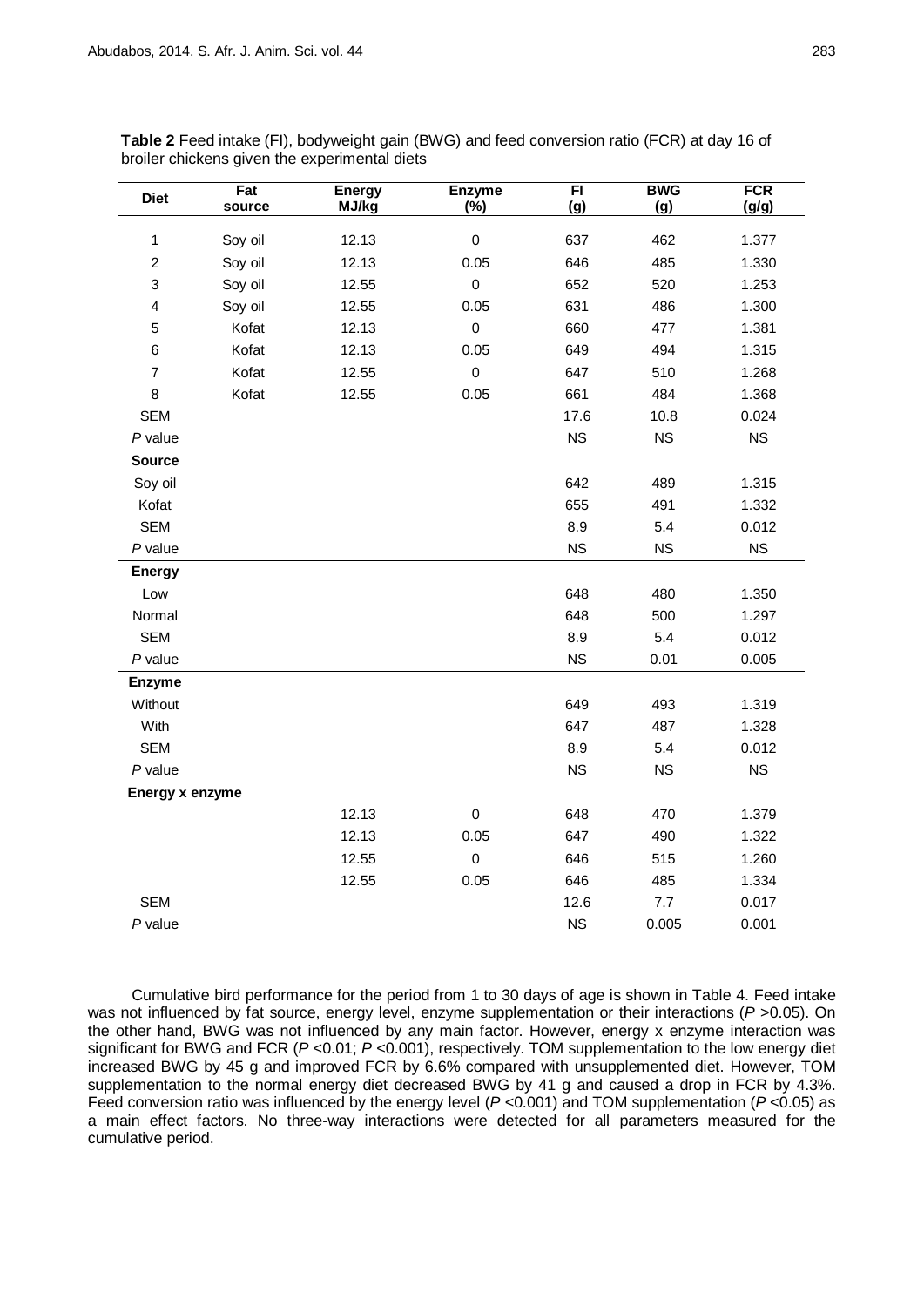**Table 2** Feed intake (FI), bodyweight gain (BWG) and feed conversion ratio (FCR) at day 16 of broiler chickens given the experimental diets

| Diet | Fat source | Energy MJ/kg | Enzyme (%) | FI (g) | BWG (g) | FCR (g/g) |
|---|---|---|---|---|---|---|
| 1 | Soy oil | 12.13 | 0 | 637 | 462 | 1.377 |
| 2 | Soy oil | 12.13 | 0.05 | 646 | 485 | 1.330 |
| 3 | Soy oil | 12.55 | 0 | 652 | 520 | 1.253 |
| 4 | Soy oil | 12.55 | 0.05 | 631 | 486 | 1.300 |
| 5 | Kofat | 12.13 | 0 | 660 | 477 | 1.381 |
| 6 | Kofat | 12.13 | 0.05 | 649 | 494 | 1.315 |
| 7 | Kofat | 12.55 | 0 | 647 | 510 | 1.268 |
| 8 | Kofat | 12.55 | 0.05 | 661 | 484 | 1.368 |
| SEM | | | | 17.6 | 10.8 | 0.024 |
| *P* value | | | | NS | NS | NS |
| **Source** | | | | | | |
| Soy oil | | | | 642 | 489 | 1.315 |
| Kofat | | | | 655 | 491 | 1.332 |
| SEM | | | | 8.9 | 5.4 | 0.012 |
| *P* value | | | | NS | NS | NS |
| **Energy** | | | | | | |
| Low | | | | 648 | 480 | 1.350 |
| Normal | | | | 648 | 500 | 1.297 |
| SEM | | | | 8.9 | 5.4 | 0.012 |
| *P* value | | | | NS | 0.01 | 0.005 |
| **Enzyme** | | | | | | |
| Without | | | | 649 | 493 | 1.319 |
| With | | | | 647 | 487 | 1.328 |
| SEM | | | | 8.9 | 5.4 | 0.012 |
| *P* value | | | | NS | NS | NS |
| **Energy x enzyme** | | | | | | |
| | | 12.13 | 0 | 648 | 470 | 1.379 |
| | | 12.13 | 0.05 | 647 | 490 | 1.322 |
| | | 12.55 | 0 | 646 | 515 | 1.260 |
| | | 12.55 | 0.05 | 646 | 485 | 1.334 |
| SEM | | | | 12.6 | 7.7 | 0.017 |
| *P* value | | | | NS | 0.005 | 0.001 |

Cumulative bird performance for the period from 1 to 30 days of age is shown in Table 4. Feed intake was not influenced by fat source, energy level, enzyme supplementation or their interactions ($P$ >0.05). On the other hand, BWG was not influenced by any main factor. However, energy x enzyme interaction was significant for BWG and FCR ($P$ <0.01; $P$ <0.001), respectively. TOM supplementation to the low energy diet increased BWG by 45 g and improved FCR by 6.6% compared with unsupplemented diet. However, TOM supplementation to the normal energy diet decreased BWG by 41 g and caused a drop in FCR by 4.3%. Feed conversion ratio was influenced by the energy level ($P$ <0.001) and TOM supplementation ($P$ <0.05) as a main effect factors. No three-way interactions were detected for all parameters measured for the cumulative period.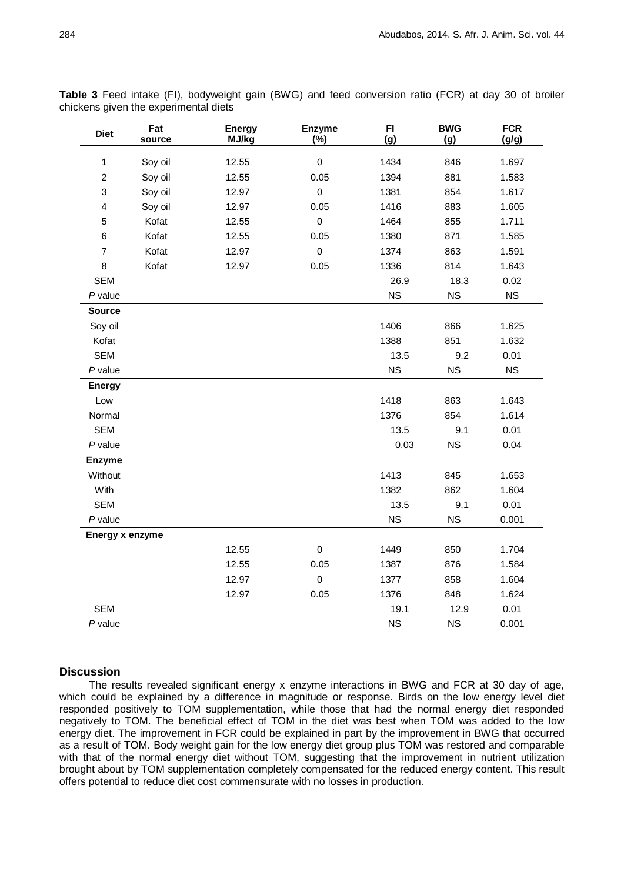**Table 3** Feed intake (FI), bodyweight gain (BWG) and feed conversion ratio (FCR) at day 30 of broiler chickens given the experimental diets

| Diet | Fat source | Energy MJ/kg | Enzyme (%) | FI (g) | BWG (g) | FCR (g/g) |
|---|---|---|---|---|---|---|
| 1 | Soy oil | 12.55 | 0 | 1434 | 846 | 1.697 |
| 2 | Soy oil | 12.55 | 0.05 | 1394 | 881 | 1.583 |
| 3 | Soy oil | 12.97 | 0 | 1381 | 854 | 1.617 |
| 4 | Soy oil | 12.97 | 0.05 | 1416 | 883 | 1.605 |
| 5 | Kofat | 12.55 | 0 | 1464 | 855 | 1.711 |
| 6 | Kofat | 12.55 | 0.05 | 1380 | 871 | 1.585 |
| 7 | Kofat | 12.97 | 0 | 1374 | 863 | 1.591 |
| 8 | Kofat | 12.97 | 0.05 | 1336 | 814 | 1.643 |
| SEM | | | | 26.9 | 18.3 | 0.02 |
| *P* value | | | | NS | NS | NS |
| **Source** | | | | | | |
| Soy oil | | | | 1406 | 866 | 1.625 |
| Kofat | | | | 1388 | 851 | 1.632 |
| SEM | | | | 13.5 | 9.2 | 0.01 |
| *P* value | | | | NS | NS | NS |
| **Energy** | | | | | | |
| Low | | | | 1418 | 863 | 1.643 |
| Normal | | | | 1376 | 854 | 1.614 |
| SEM | | | | 13.5 | 9.1 | 0.01 |
| *P* value | | | | 0.03 | NS | 0.04 |
| **Enzyme** | | | | | | |
| Without | | | | 1413 | 845 | 1.653 |
| With | | | | 1382 | 862 | 1.604 |
| SEM | | | | 13.5 | 9.1 | 0.01 |
| *P* value | | | | NS | NS | 0.001 |
| **Energy x enzyme** | | | | | | |
| | | 12.55 | 0 | 1449 | 850 | 1.704 |
| | | 12.55 | 0.05 | 1387 | 876 | 1.584 |
| | | 12.97 | 0 | 1377 | 858 | 1.604 |
| | | 12.97 | 0.05 | 1376 | 848 | 1.624 |
| SEM | | | | 19.1 | 12.9 | 0.01 |
| *P* value | | | | NS | NS | 0.001 |

## Discussion

The results revealed significant energy x enzyme interactions in BWG and FCR at 30 day of age, which could be explained by a difference in magnitude or response. Birds on the low energy level diet responded positively to TOM supplementation, while those that had the normal energy diet responded negatively to TOM. The beneficial effect of TOM in the diet was best when TOM was added to the low energy diet. The improvement in FCR could be explained in part by the improvement in BWG that occurred as a result of TOM. Body weight gain for the low energy diet group plus TOM was restored and comparable with that of the normal energy diet without TOM, suggesting that the improvement in nutrient utilization brought about by TOM supplementation completely compensated for the reduced energy content. This result offers potential to reduce diet cost commensurate with no losses in production.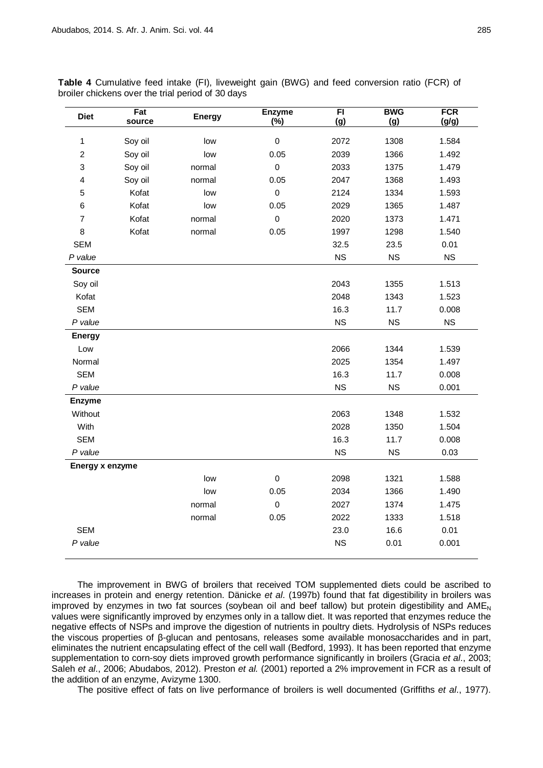**Table 4** Cumulative feed intake (FI), liveweight gain (BWG) and feed conversion ratio (FCR) of broiler chickens over the trial period of 30 days

| Diet | Fat source | Energy | Enzyme (%) | FI (g) | BWG (g) | FCR (g/g) |
|---|---|---|---|---|---|---|
| 1 | Soy oil | low | 0 | 2072 | 1308 | 1.584 |
| 2 | Soy oil | low | 0.05 | 2039 | 1366 | 1.492 |
| 3 | Soy oil | normal | 0 | 2033 | 1375 | 1.479 |
| 4 | Soy oil | normal | 0.05 | 2047 | 1368 | 1.493 |
| 5 | Kofat | low | 0 | 2124 | 1334 | 1.593 |
| 6 | Kofat | low | 0.05 | 2029 | 1365 | 1.487 |
| 7 | Kofat | normal | 0 | 2020 | 1373 | 1.471 |
| 8 | Kofat | normal | 0.05 | 1997 | 1298 | 1.540 |
| SEM | | | | 32.5 | 23.5 | 0.01 |
| *P value* | | | | NS | NS | NS |
| **Source** | | | | | | |
| Soy oil | | | | 2043 | 1355 | 1.513 |
| Kofat | | | | 2048 | 1343 | 1.523 |
| SEM | | | | 16.3 | 11.7 | 0.008 |
| *P value* | | | | NS | NS | NS |
| **Energy** | | | | | | |
| Low | | | | 2066 | 1344 | 1.539 |
| Normal | | | | 2025 | 1354 | 1.497 |
| SEM | | | | 16.3 | 11.7 | 0.008 |
| *P value* | | | | NS | NS | 0.001 |
| **Enzyme** | | | | | | |
| Without | | | | 2063 | 1348 | 1.532 |
| With | | | | 2028 | 1350 | 1.504 |
| SEM | | | | 16.3 | 11.7 | 0.008 |
| *P value* | | | | NS | NS | 0.03 |
| **Energy x enzyme** | | | | | | |
| | | low | 0 | 2098 | 1321 | 1.588 |
| | | low | 0.05 | 2034 | 1366 | 1.490 |
| | | normal | 0 | 2027 | 1374 | 1.475 |
| | | normal | 0.05 | 2022 | 1333 | 1.518 |
| SEM | | | | 23.0 | 16.6 | 0.01 |
| *P value* | | | | NS | 0.01 | 0.001 |

The improvement in BWG of broilers that received TOM supplemented diets could be ascribed to increases in protein and energy retention. Dänicke *et al*. (1997b) found that fat digestibility in broilers was improved by enzymes in two fat sources (soybean oil and beef tallow) but protein digestibility and $AME_N$ values were significantly improved by enzymes only in a tallow diet. It was reported that enzymes reduce the negative effects of NSPs and improve the digestion of nutrients in poultry diets. Hydrolysis of NSPs reduces the viscous properties of β-glucan and pentosans, releases some available monosaccharides and in part, eliminates the nutrient encapsulating effect of the cell wall (Bedford, 1993). It has been reported that enzyme supplementation to corn-soy diets improved growth performance significantly in broilers (Gracia *et al*., 2003; Saleh *et al*., 2006; Abudabos, 2012). Preston *et al.* (2001) reported a 2% improvement in FCR as a result of the addition of an enzyme, Avizyme 1300.

The positive effect of fats on live performance of broilers is well documented (Griffiths *et al*., 1977).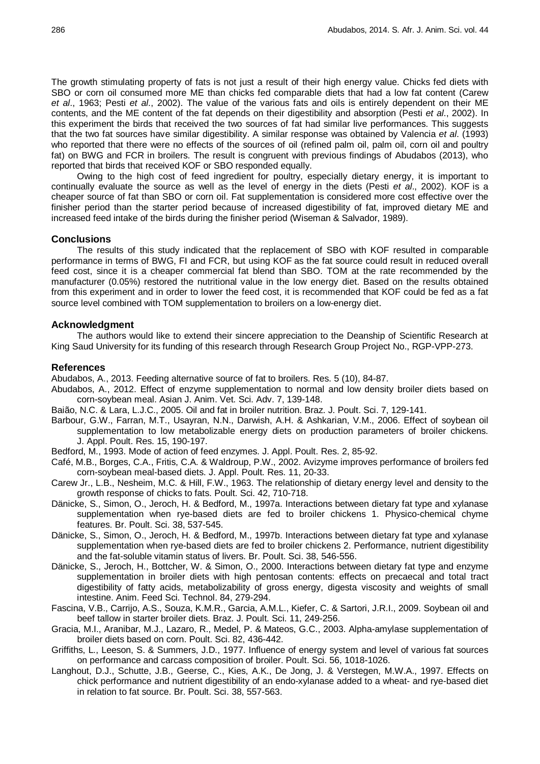The growth stimulating property of fats is not just a result of their high energy value. Chicks fed diets with SBO or corn oil consumed more ME than chicks fed comparable diets that had a low fat content (Carew *et al*., 1963; Pesti *et al*., 2002). The value of the various fats and oils is entirely dependent on their ME contents, and the ME content of the fat depends on their digestibility and absorption (Pesti *et al*., 2002). In this experiment the birds that received the two sources of fat had similar live performances. This suggests that the two fat sources have similar digestibility. A similar response was obtained by Valencia *et al*. (1993) who reported that there were no effects of the sources of oil (refined palm oil, palm oil, corn oil and poultry fat) on BWG and FCR in broilers. The result is congruent with previous findings of Abudabos (2013), who reported that birds that received KOF or SBO responded equally.

Owing to the high cost of feed ingredient for poultry, especially dietary energy, it is important to continually evaluate the source as well as the level of energy in the diets (Pesti *et al*., 2002). KOF is a cheaper source of fat than SBO or corn oil. Fat supplementation is considered more cost effective over the finisher period than the starter period because of increased digestibility of fat, improved dietary ME and increased feed intake of the birds during the finisher period (Wiseman & Salvador, 1989).

## Conclusions

The results of this study indicated that the replacement of SBO with KOF resulted in comparable performance in terms of BWG, FI and FCR, but using KOF as the fat source could result in reduced overall feed cost, since it is a cheaper commercial fat blend than SBO. TOM at the rate recommended by the manufacturer (0.05%) restored the nutritional value in the low energy diet. Based on the results obtained from this experiment and in order to lower the feed cost, it is recommended that KOF could be fed as a fat source level combined with TOM supplementation to broilers on a low-energy diet.

## Acknowledgment

The authors would like to extend their sincere appreciation to the Deanship of Scientific Research at King Saud University for its funding of this research through Research Group Project No., RGP-VPP-273.

## References

Abudabos, A., 2013. Feeding alternative source of fat to broilers. Res. 5 (10), 84-87.

Abudabos, A., 2012. Effect of enzyme supplementation to normal and low density broiler diets based on corn-soybean meal. Asian J. Anim. Vet. Sci. Adv. 7, 139-148.

Baião, N.C. & Lara, L.J.C., 2005. Oil and fat in broiler nutrition. Braz. J. Poult. Sci. 7, 129-141.

Barbour, G.W., Farran, M.T., Usayran, N.N., Darwish, A.H. & Ashkarian, V.M., 2006. Effect of soybean oil supplementation to low metabolizable energy diets on production parameters of broiler chickens. J. Appl. Poult. Res. 15, 190-197.

Bedford, M., 1993. Mode of action of feed enzymes. J. Appl. Poult. Res. 2, 85-92.

Café, M.B., Borges, C.A., Fritis, C.A. & Waldroup, P.W., 2002. Avizyme improves performance of broilers fed corn-soybean meal-based diets. J. Appl. Poult. Res. 11, 20-33.

Carew Jr., L.B., Nesheim, M.C. & Hill, F.W., 1963. The relationship of dietary energy level and density to the growth response of chicks to fats. Poult. Sci. 42, 710-718.

Dänicke, S., Simon, O., Jeroch, H. & Bedford, M., 1997a. Interactions between dietary fat type and xylanase supplementation when rye-based diets are fed to broiler chickens 1. Physico-chemical chyme features. Br. Poult. Sci. 38, 537-545.

Dänicke, S., Simon, O., Jeroch, H. & Bedford, M., 1997b. Interactions between dietary fat type and xylanase supplementation when rye-based diets are fed to broiler chickens 2. Performance, nutrient digestibility and the fat-soluble vitamin status of livers. Br. Poult. Sci. 38, 546-556.

Dänicke, S., Jeroch, H., Bottcher, W. & Simon, O., 2000. Interactions between dietary fat type and enzyme supplementation in broiler diets with high pentosan contents: effects on precaecal and total tract digestibility of fatty acids, metabolizability of gross energy, digesta viscosity and weights of small intestine. Anim. Feed Sci. Technol. 84, 279-294.

Fascina, V.B., Carrijo, A.S., Souza, K.M.R., Garcia, A.M.L., Kiefer, C. & Sartori, J.R.I., 2009. Soybean oil and beef tallow in starter broiler diets. Braz. J. Poult. Sci. 11, 249-256.

Gracia, M.I., Aranibar, M.J., Lazaro, R., Medel, P. & Mateos, G.C., 2003. Alpha-amylase supplementation of broiler diets based on corn. Poult. Sci. 82, 436-442.

Griffiths, L., Leeson, S. & Summers, J.D., 1977. Influence of energy system and level of various fat sources on performance and carcass composition of broiler. Poult. Sci. 56, 1018-1026.

Langhout, D.J., Schutte, J.B., Geerse, C., Kies, A.K., De Jong, J. & Verstegen, M.W.A., 1997. Effects on chick performance and nutrient digestibility of an endo-xylanase added to a wheat- and rye-based diet in relation to fat source. Br. Poult. Sci. 38, 557-563.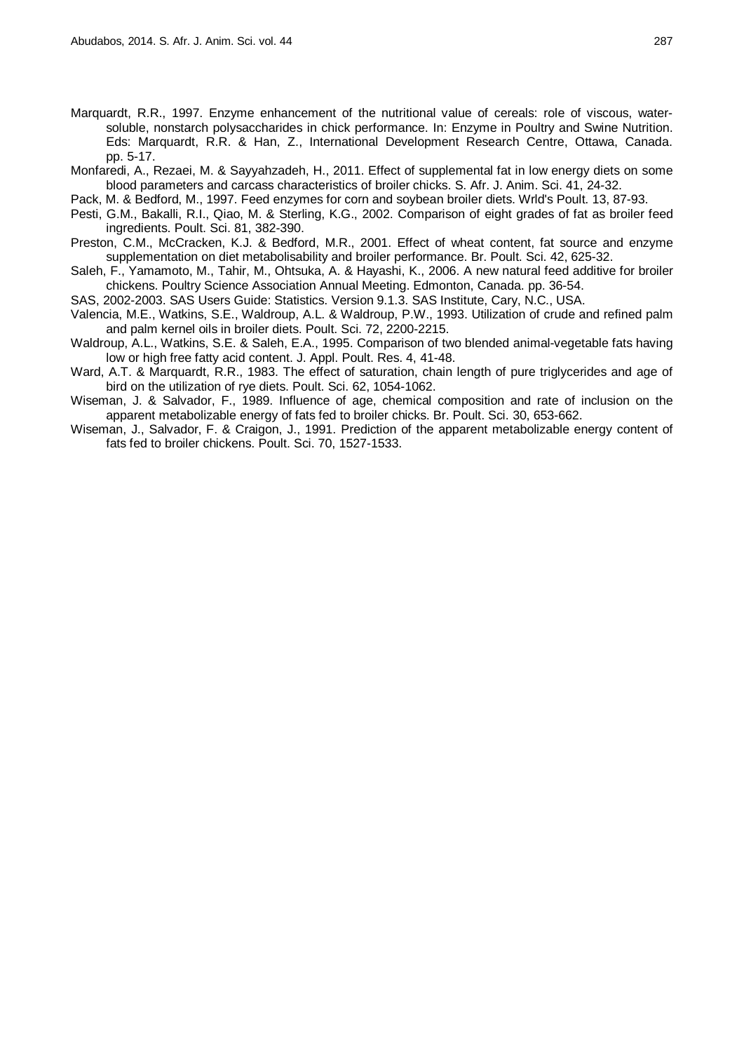Marquardt, R.R., 1997. Enzyme enhancement of the nutritional value of cereals: role of viscous, water-soluble, nonstarch polysaccharides in chick performance. In: Enzyme in Poultry and Swine Nutrition. Eds: Marquardt, R.R. & Han, Z., International Development Research Centre, Ottawa, Canada. pp. 5-17.

Monfaredi, A., Rezaei, M. & Sayyahzadeh, H., 2011. Effect of supplemental fat in low energy diets on some blood parameters and carcass characteristics of broiler chicks. S. Afr. J. Anim. Sci. 41, 24-32.

Pack, M. & Bedford, M., 1997. Feed enzymes for corn and soybean broiler diets. Wrld's Poult. 13, 87-93.

Pesti, G.M., Bakalli, R.I., Qiao, M. & Sterling, K.G., 2002. Comparison of eight grades of fat as broiler feed ingredients. Poult. Sci. 81, 382-390.

Preston, C.M., McCracken, K.J. & Bedford, M.R., 2001. Effect of wheat content, fat source and enzyme supplementation on diet metabolisability and broiler performance. Br. Poult. Sci. 42, 625-32.

Saleh, F., Yamamoto, M., Tahir, M., Ohtsuka, A. & Hayashi, K., 2006. A new natural feed additive for broiler chickens. Poultry Science Association Annual Meeting. Edmonton, Canada. pp. 36-54.

SAS, 2002-2003. SAS Users Guide: Statistics. Version 9.1.3. SAS Institute, Cary, N.C., USA.

Valencia, M.E., Watkins, S.E., Waldroup, A.L. & Waldroup, P.W., 1993. Utilization of crude and refined palm and palm kernel oils in broiler diets. Poult. Sci. 72, 2200-2215.

Waldroup, A.L., Watkins, S.E. & Saleh, E.A., 1995. Comparison of two blended animal-vegetable fats having low or high free fatty acid content. J. Appl. Poult. Res. 4, 41-48.

Ward, A.T. & Marquardt, R.R., 1983. The effect of saturation, chain length of pure triglycerides and age of bird on the utilization of rye diets. Poult. Sci. 62, 1054-1062.

Wiseman, J. & Salvador, F., 1989. Influence of age, chemical composition and rate of inclusion on the apparent metabolizable energy of fats fed to broiler chicks. Br. Poult. Sci. 30, 653-662.

Wiseman, J., Salvador, F. & Craigon, J., 1991. Prediction of the apparent metabolizable energy content of fats fed to broiler chickens. Poult. Sci. 70, 1527-1533.